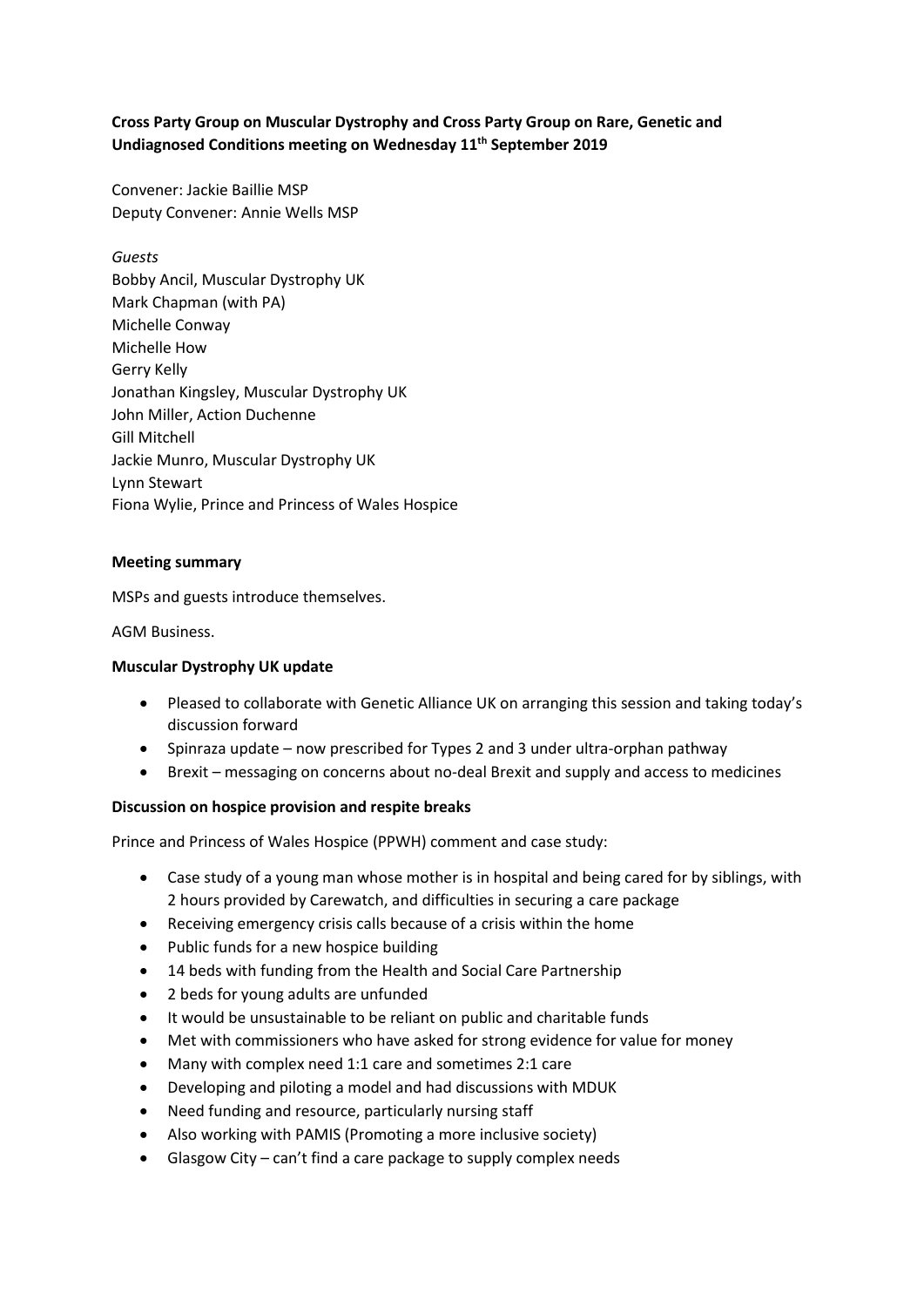**Cross Party Group on Muscular Dystrophy and Cross Party Group on Rare, Genetic and Undiagnosed Conditions meeting on Wednesday 11th September 2019**

Convener: Jackie Baillie MSP
Deputy Convener: Annie Wells MSP

*Guests*
Bobby Ancil, Muscular Dystrophy UK
Mark Chapman (with PA)
Michelle Conway
Michelle How
Gerry Kelly
Jonathan Kingsley, Muscular Dystrophy UK
John Miller, Action Duchenne
Gill Mitchell
Jackie Munro, Muscular Dystrophy UK
Lynn Stewart
Fiona Wylie, Prince and Princess of Wales Hospice

**Meeting summary**

MSPs and guests introduce themselves.

AGM Business.

**Muscular Dystrophy UK update**

- Pleased to collaborate with Genetic Alliance UK on arranging this session and taking today's discussion forward
- Spinraza update – now prescribed for Types 2 and 3 under ultra-orphan pathway
- Brexit – messaging on concerns about no-deal Brexit and supply and access to medicines

**Discussion on hospice provision and respite breaks**

Prince and Princess of Wales Hospice (PPWH) comment and case study:

- Case study of a young man whose mother is in hospital and being cared for by siblings, with 2 hours provided by Carewatch, and difficulties in securing a care package
- Receiving emergency crisis calls because of a crisis within the home
- Public funds for a new hospice building
- 14 beds with funding from the Health and Social Care Partnership
- 2 beds for young adults are unfunded
- It would be unsustainable to be reliant on public and charitable funds
- Met with commissioners who have asked for strong evidence for value for money
- Many with complex need 1:1 care and sometimes 2:1 care
- Developing and piloting a model and had discussions with MDUK
- Need funding and resource, particularly nursing staff
- Also working with PAMIS (Promoting a more inclusive society)
- Glasgow City – can't find a care package to supply complex needs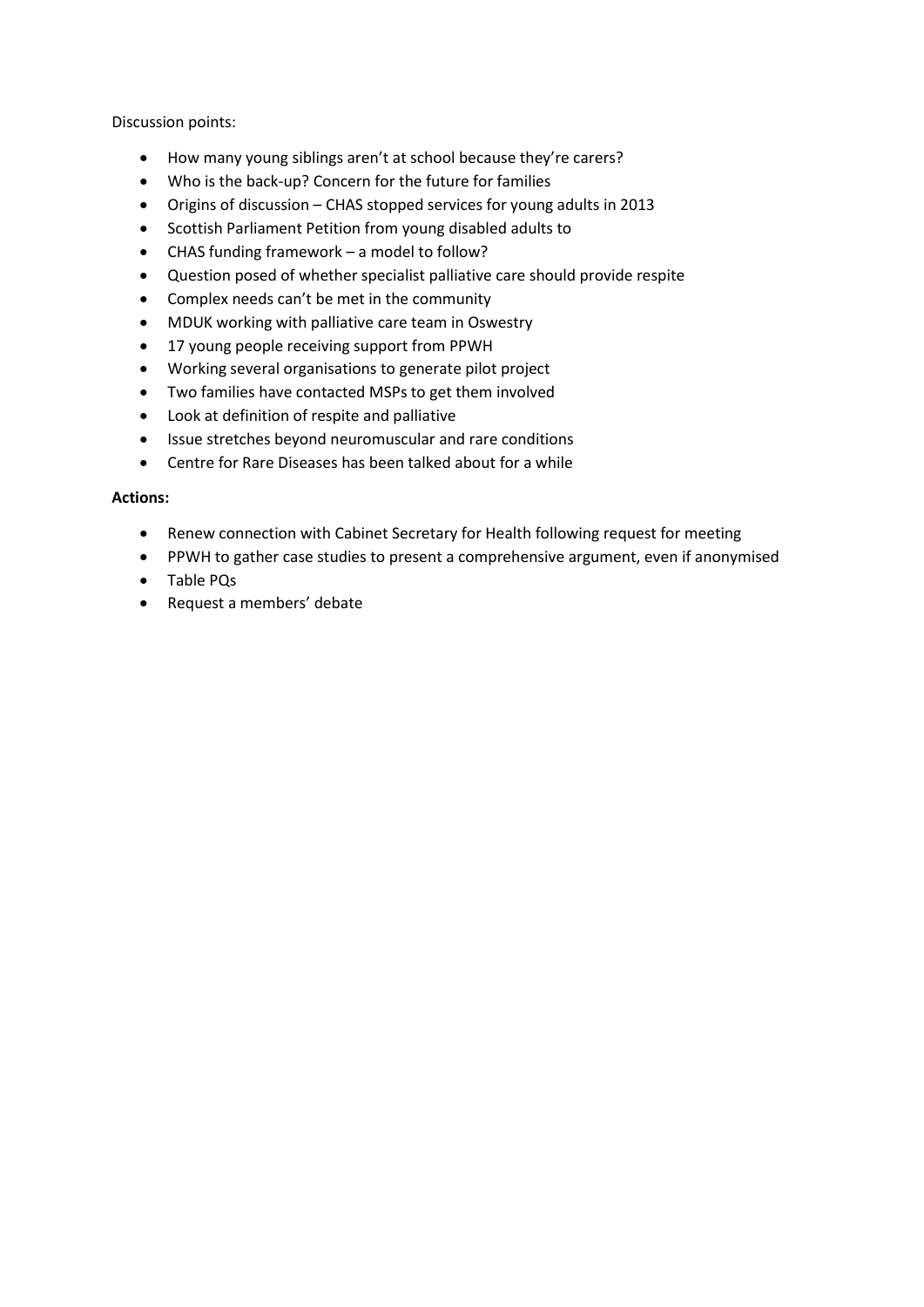Discussion points:

- How many young siblings aren't at school because they're carers?
- Who is the back-up? Concern for the future for families
- Origins of discussion – CHAS stopped services for young adults in 2013
- Scottish Parliament Petition from young disabled adults to
- CHAS funding framework – a model to follow?
- Question posed of whether specialist palliative care should provide respite
- Complex needs can't be met in the community
- MDUK working with palliative care team in Oswestry
- 17 young people receiving support from PPWH
- Working several organisations to generate pilot project
- Two families have contacted MSPs to get them involved
- Look at definition of respite and palliative
- Issue stretches beyond neuromuscular and rare conditions
- Centre for Rare Diseases has been talked about for a while

**Actions:**

- Renew connection with Cabinet Secretary for Health following request for meeting
- PPWH to gather case studies to present a comprehensive argument, even if anonymised
- Table PQs
- Request a members' debate